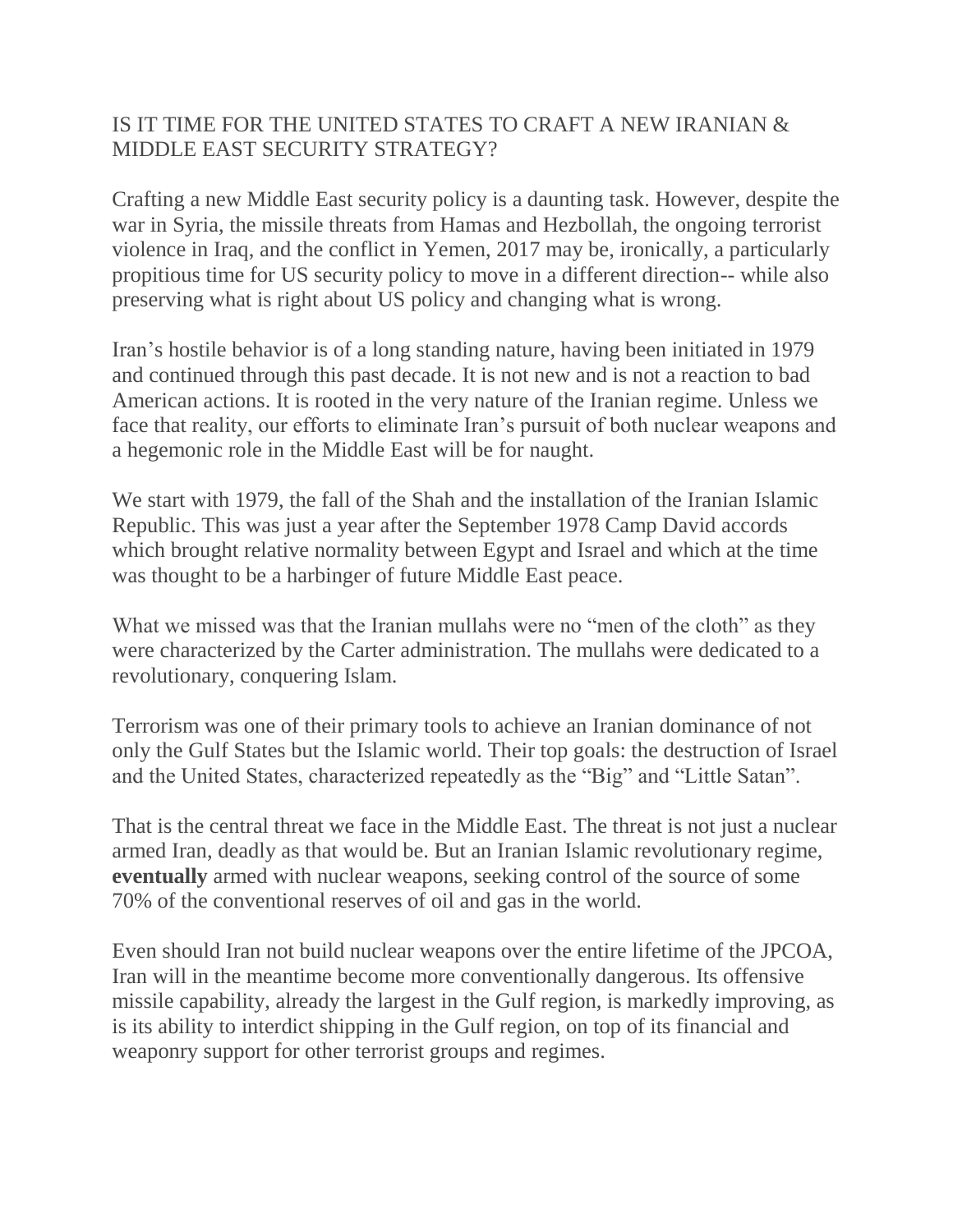# IS IT TIME FOR THE UNITED STATES TO CRAFT A NEW IRANIAN & MIDDLE EAST SECURITY STRATEGY?

Crafting a new Middle East security policy is a daunting task. However, despite the war in Syria, the missile threats from Hamas and Hezbollah, the ongoing terrorist violence in Iraq, and the conflict in Yemen, 2017 may be, ironically, a particularly propitious time for US security policy to move in a different direction-- while also preserving what is right about US policy and changing what is wrong.

Iran's hostile behavior is of a long standing nature, having been initiated in 1979 and continued through this past decade. It is not new and is not a reaction to bad American actions. It is rooted in the very nature of the Iranian regime. Unless we face that reality, our efforts to eliminate Iran's pursuit of both nuclear weapons and a hegemonic role in the Middle East will be for naught.

We start with 1979, the fall of the Shah and the installation of the Iranian Islamic Republic. This was just a year after the September 1978 Camp David accords which brought relative normality between Egypt and Israel and which at the time was thought to be a harbinger of future Middle East peace.

What we missed was that the Iranian mullahs were no "men of the cloth" as they were characterized by the Carter administration. The mullahs were dedicated to a revolutionary, conquering Islam.

Terrorism was one of their primary tools to achieve an Iranian dominance of not only the Gulf States but the Islamic world. Their top goals: the destruction of Israel and the United States, characterized repeatedly as the "Big" and "Little Satan".

That is the central threat we face in the Middle East. The threat is not just a nuclear armed Iran, deadly as that would be. But an Iranian Islamic revolutionary regime, **eventually** armed with nuclear weapons, seeking control of the source of some 70% of the conventional reserves of oil and gas in the world.

Even should Iran not build nuclear weapons over the entire lifetime of the JPCOA, Iran will in the meantime become more conventionally dangerous. Its offensive missile capability, already the largest in the Gulf region, is markedly improving, as is its ability to interdict shipping in the Gulf region, on top of its financial and weaponry support for other terrorist groups and regimes.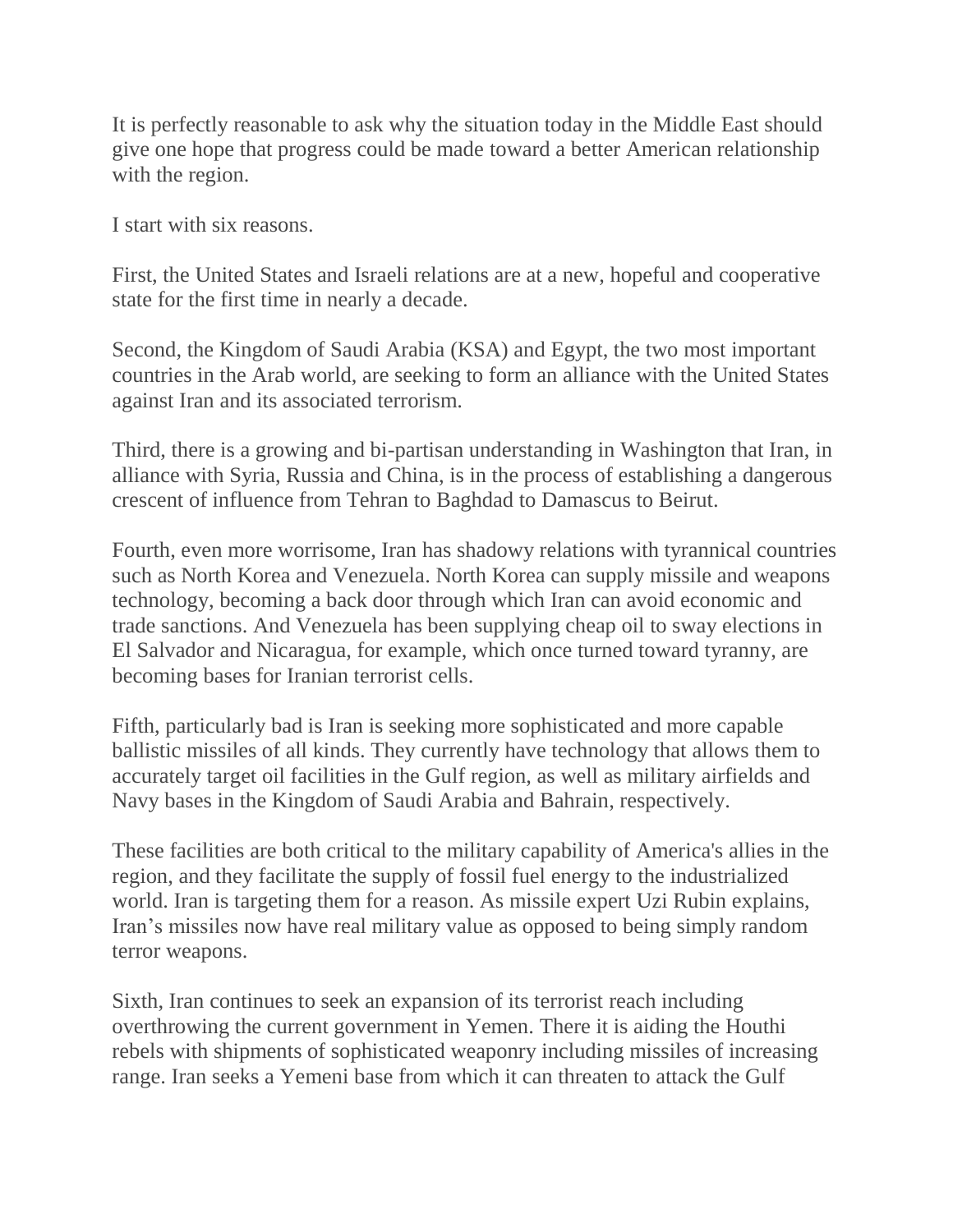It is perfectly reasonable to ask why the situation today in the Middle East should give one hope that progress could be made toward a better American relationship with the region.

I start with six reasons.

First, the United States and Israeli relations are at a new, hopeful and cooperative state for the first time in nearly a decade.

Second, the Kingdom of Saudi Arabia (KSA) and Egypt, the two most important countries in the Arab world, are seeking to form an alliance with the United States against Iran and its associated terrorism.

Third, there is a growing and bi-partisan understanding in Washington that Iran, in alliance with Syria, Russia and China, is in the process of establishing a dangerous crescent of influence from Tehran to Baghdad to Damascus to Beirut.

Fourth, even more worrisome, Iran has shadowy relations with tyrannical countries such as North Korea and Venezuela. North Korea can supply missile and weapons technology, becoming a back door through which Iran can avoid economic and trade sanctions. And Venezuela has been supplying cheap oil to sway elections in El Salvador and Nicaragua, for example, which once turned toward tyranny, are becoming bases for Iranian terrorist cells.

Fifth, particularly bad is Iran is seeking more sophisticated and more capable ballistic missiles of all kinds. They currently have technology that allows them to accurately target oil facilities in the Gulf region, as well as military airfields and Navy bases in the Kingdom of Saudi Arabia and Bahrain, respectively.

These facilities are both critical to the military capability of America's allies in the region, and they facilitate the supply of fossil fuel energy to the industrialized world. Iran is targeting them for a reason. As missile expert Uzi Rubin explains, Iran's missiles now have real military value as opposed to being simply random terror weapons.

Sixth, Iran continues to seek an expansion of its terrorist reach including overthrowing the current government in Yemen. There it is aiding the Houthi rebels with shipments of sophisticated weaponry including missiles of increasing range. Iran seeks a Yemeni base from which it can threaten to attack the Gulf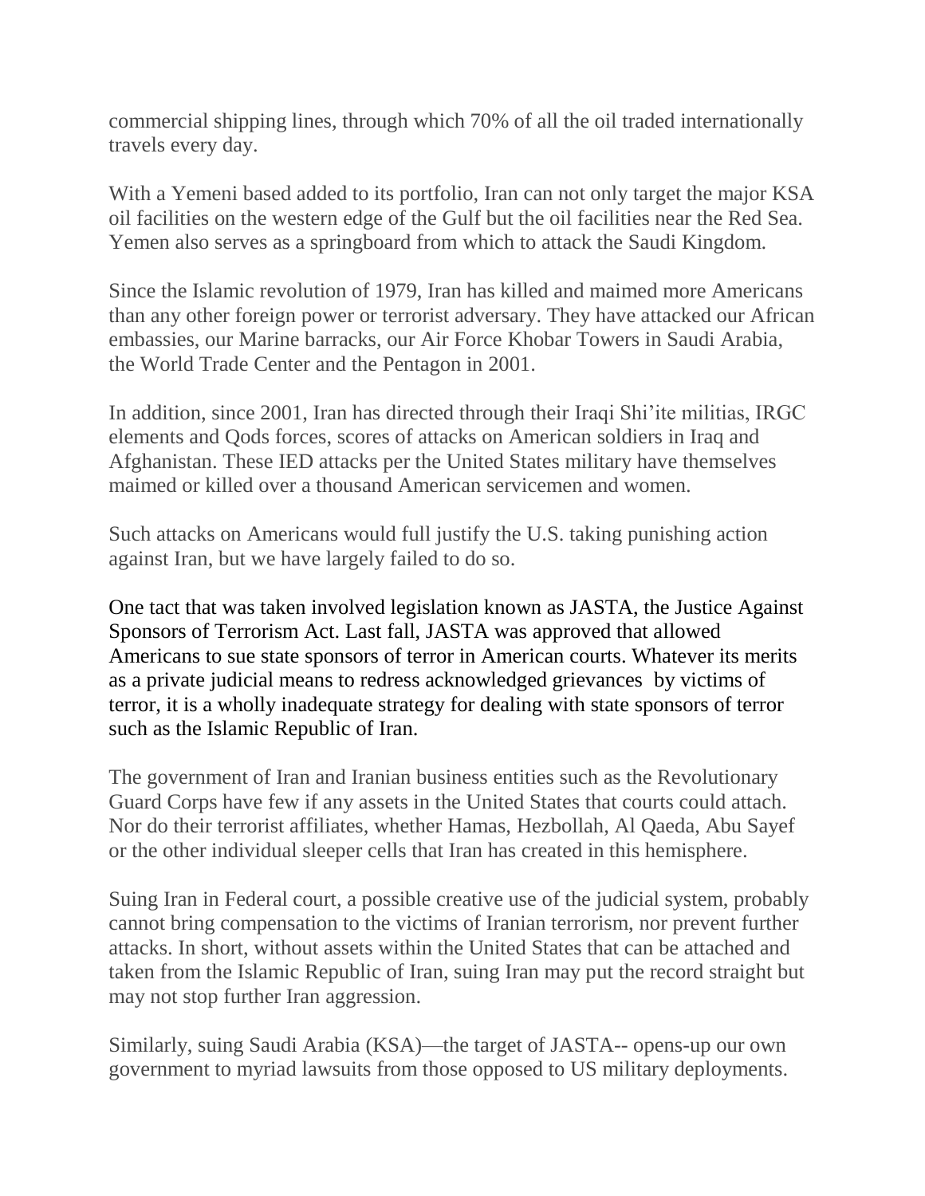commercial shipping lines, through which 70% of all the oil traded internationally travels every day.

With a Yemeni based added to its portfolio, Iran can not only target the major KSA oil facilities on the western edge of the Gulf but the oil facilities near the Red Sea. Yemen also serves as a springboard from which to attack the Saudi Kingdom.

Since the Islamic revolution of 1979, Iran has killed and maimed more Americans than any other foreign power or terrorist adversary. They have attacked our African embassies, our Marine barracks, our Air Force Khobar Towers in Saudi Arabia, the World Trade Center and the Pentagon in 2001.

In addition, since 2001, Iran has directed through their Iraqi Shi'ite militias, IRGC elements and Qods forces, scores of attacks on American soldiers in Iraq and Afghanistan. These IED attacks per the United States military have themselves maimed or killed over a thousand American servicemen and women.

Such attacks on Americans would full justify the U.S. taking punishing action against Iran, but we have largely failed to do so.

One tact that was taken involved legislation known as JASTA, the Justice Against Sponsors of Terrorism Act. Last fall, JASTA was approved that allowed Americans to sue state sponsors of terror in American courts. Whatever its merits as a private judicial means to redress acknowledged grievances by victims of terror, it is a wholly inadequate strategy for dealing with state sponsors of terror such as the Islamic Republic of Iran.

The government of Iran and Iranian business entities such as the Revolutionary Guard Corps have few if any assets in the United States that courts could attach. Nor do their terrorist affiliates, whether Hamas, Hezbollah, Al Qaeda, Abu Sayef or the other individual sleeper cells that Iran has created in this hemisphere.

Suing Iran in Federal court, a possible creative use of the judicial system, probably cannot bring compensation to the victims of Iranian terrorism, nor prevent further attacks. In short, without assets within the United States that can be attached and taken from the Islamic Republic of Iran, suing Iran may put the record straight but may not stop further Iran aggression.

Similarly, suing Saudi Arabia (KSA)—the target of JASTA-- opens-up our own government to myriad lawsuits from those opposed to US military deployments.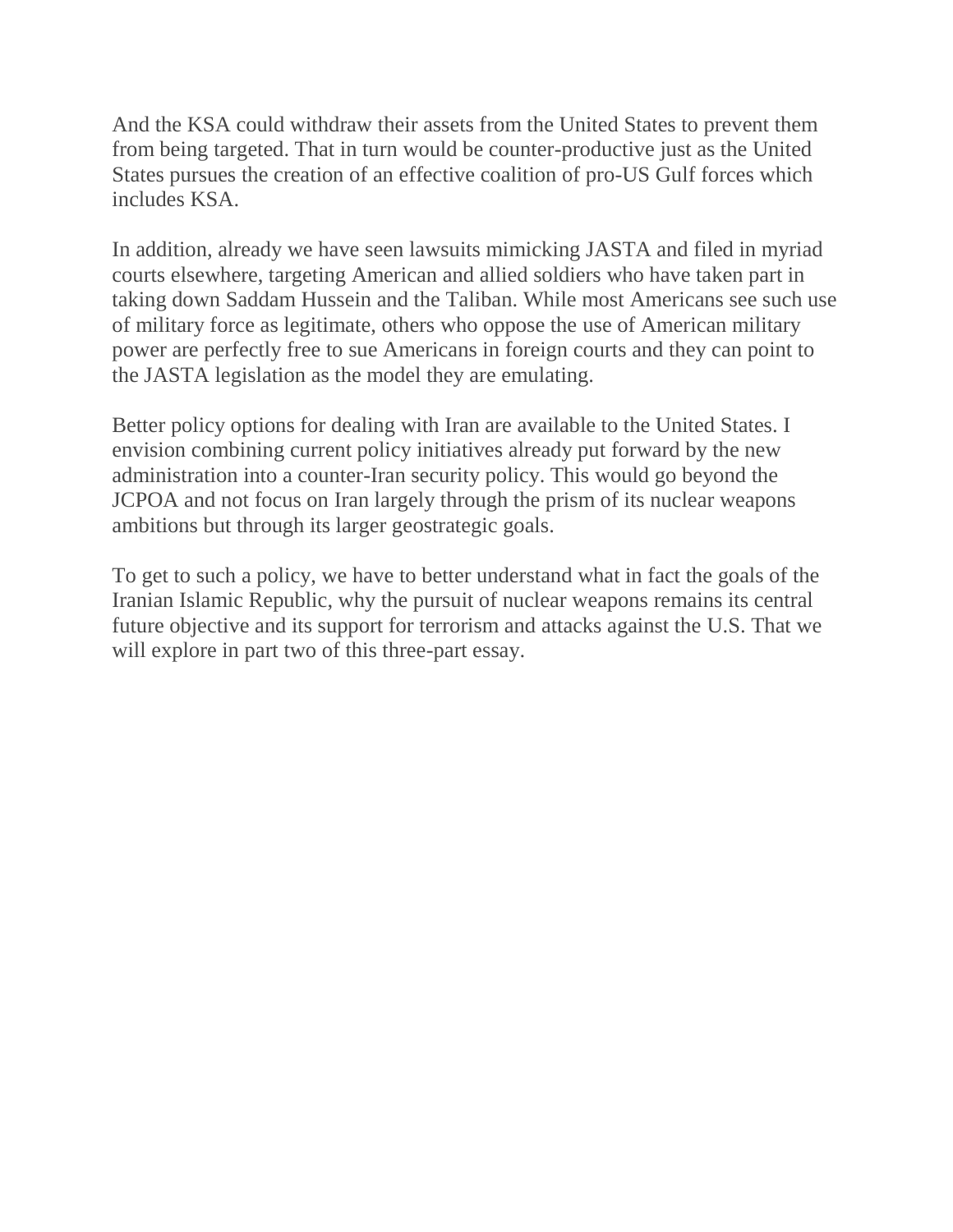And the KSA could withdraw their assets from the United States to prevent them from being targeted. That in turn would be counter-productive just as the United States pursues the creation of an effective coalition of pro-US Gulf forces which includes KSA.

In addition, already we have seen lawsuits mimicking JASTA and filed in myriad courts elsewhere, targeting American and allied soldiers who have taken part in taking down Saddam Hussein and the Taliban. While most Americans see such use of military force as legitimate, others who oppose the use of American military power are perfectly free to sue Americans in foreign courts and they can point to the JASTA legislation as the model they are emulating.

Better policy options for dealing with Iran are available to the United States. I envision combining current policy initiatives already put forward by the new administration into a counter-Iran security policy. This would go beyond the JCPOA and not focus on Iran largely through the prism of its nuclear weapons ambitions but through its larger geostrategic goals.

To get to such a policy, we have to better understand what in fact the goals of the Iranian Islamic Republic, why the pursuit of nuclear weapons remains its central future objective and its support for terrorism and attacks against the U.S. That we will explore in part two of this three-part essay.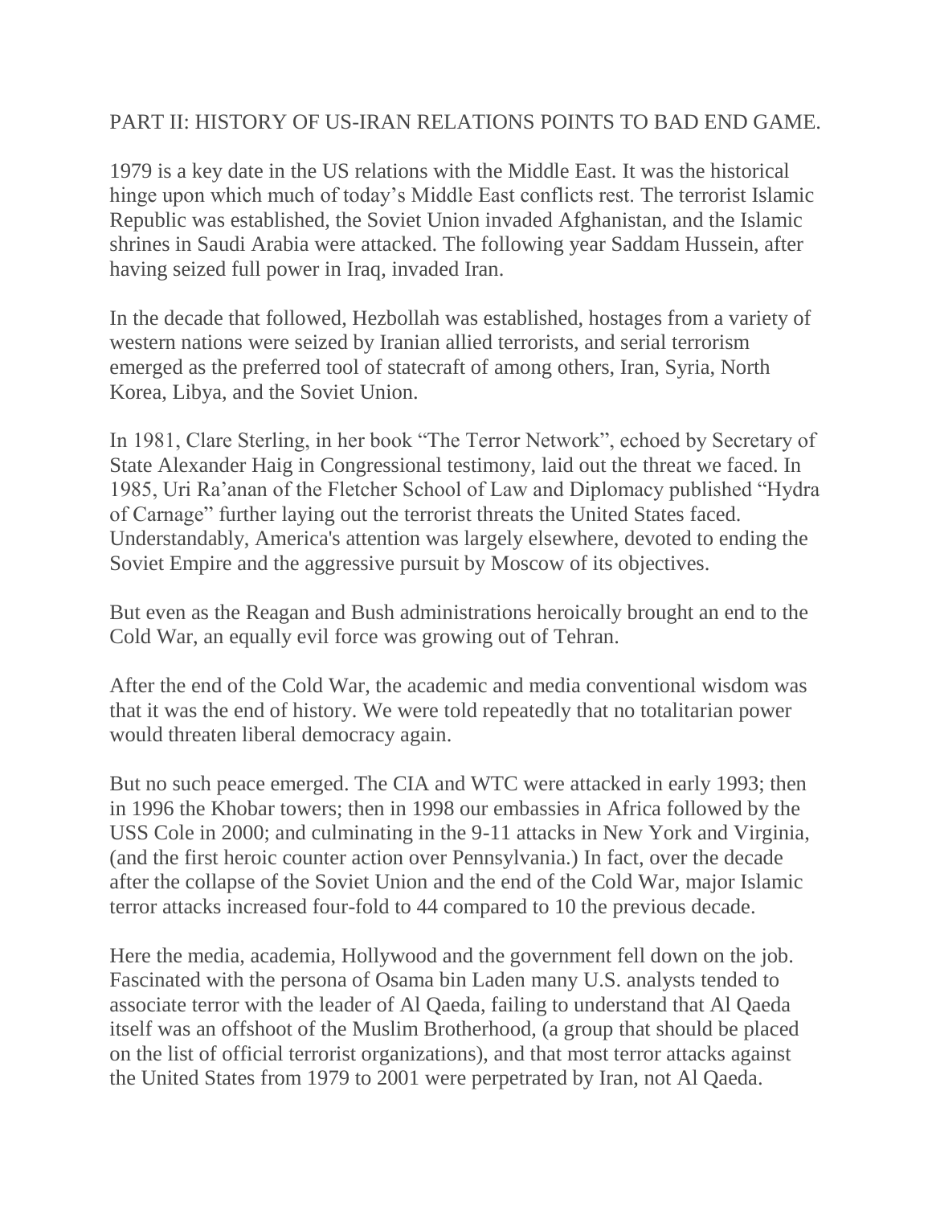## PART II: HISTORY OF US-IRAN RELATIONS POINTS TO BAD END GAME.

1979 is a key date in the US relations with the Middle East. It was the historical hinge upon which much of today's Middle East conflicts rest. The terrorist Islamic Republic was established, the Soviet Union invaded Afghanistan, and the Islamic shrines in Saudi Arabia were attacked. The following year Saddam Hussein, after having seized full power in Iraq, invaded Iran.

In the decade that followed, Hezbollah was established, hostages from a variety of western nations were seized by Iranian allied terrorists, and serial terrorism emerged as the preferred tool of statecraft of among others, Iran, Syria, North Korea, Libya, and the Soviet Union.

In 1981, Clare Sterling, in her book "The Terror Network", echoed by Secretary of State Alexander Haig in Congressional testimony, laid out the threat we faced. In 1985, Uri Ra'anan of the Fletcher School of Law and Diplomacy published "Hydra of Carnage" further laying out the terrorist threats the United States faced. Understandably, America's attention was largely elsewhere, devoted to ending the Soviet Empire and the aggressive pursuit by Moscow of its objectives.

But even as the Reagan and Bush administrations heroically brought an end to the Cold War, an equally evil force was growing out of Tehran.

After the end of the Cold War, the academic and media conventional wisdom was that it was the end of history. We were told repeatedly that no totalitarian power would threaten liberal democracy again.

But no such peace emerged. The CIA and WTC were attacked in early 1993; then in 1996 the Khobar towers; then in 1998 our embassies in Africa followed by the USS Cole in 2000; and culminating in the 9-11 attacks in New York and Virginia, (and the first heroic counter action over Pennsylvania.) In fact, over the decade after the collapse of the Soviet Union and the end of the Cold War, major Islamic terror attacks increased four-fold to 44 compared to 10 the previous decade.

Here the media, academia, Hollywood and the government fell down on the job. Fascinated with the persona of Osama bin Laden many U.S. analysts tended to associate terror with the leader of Al Qaeda, failing to understand that Al Qaeda itself was an offshoot of the Muslim Brotherhood, (a group that should be placed on the list of official terrorist organizations), and that most terror attacks against the United States from 1979 to 2001 were perpetrated by Iran, not Al Qaeda.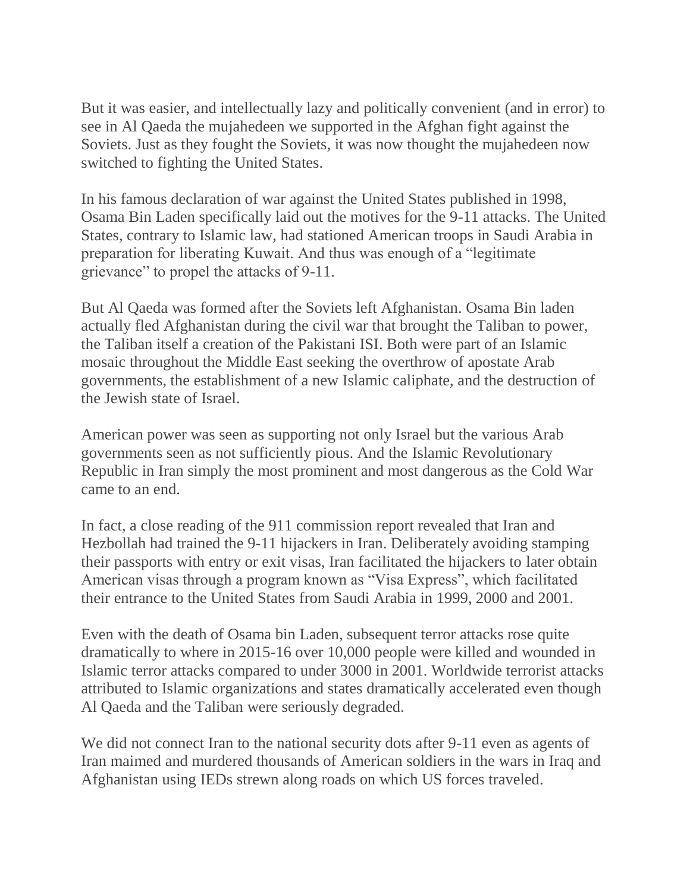But it was easier, and intellectually lazy and politically convenient (and in error) to see in Al Qaeda the mujahedeen we supported in the Afghan fight against the Soviets. Just as they fought the Soviets, it was now thought the mujahedeen now switched to fighting the United States.

In his famous declaration of war against the United States published in 1998, Osama Bin Laden specifically laid out the motives for the 9-11 attacks. The United States, contrary to Islamic law, had stationed American troops in Saudi Arabia in preparation for liberating Kuwait. And thus was enough of a "legitimate grievance" to propel the attacks of 9-11.

But Al Qaeda was formed after the Soviets left Afghanistan. Osama Bin laden actually fled Afghanistan during the civil war that brought the Taliban to power, the Taliban itself a creation of the Pakistani ISI. Both were part of an Islamic mosaic throughout the Middle East seeking the overthrow of apostate Arab governments, the establishment of a new Islamic caliphate, and the destruction of the Jewish state of Israel.

American power was seen as supporting not only Israel but the various Arab governments seen as not sufficiently pious. And the Islamic Revolutionary Republic in Iran simply the most prominent and most dangerous as the Cold War came to an end.

In fact, a close reading of the 911 commission report revealed that Iran and Hezbollah had trained the 9-11 hijackers in Iran. Deliberately avoiding stamping their passports with entry or exit visas, Iran facilitated the hijackers to later obtain American visas through a program known as "Visa Express", which facilitated their entrance to the United States from Saudi Arabia in 1999, 2000 and 2001.

Even with the death of Osama bin Laden, subsequent terror attacks rose quite dramatically to where in 2015-16 over 10,000 people were killed and wounded in Islamic terror attacks compared to under 3000 in 2001. Worldwide terrorist attacks attributed to Islamic organizations and states dramatically accelerated even though Al Qaeda and the Taliban were seriously degraded.

We did not connect Iran to the national security dots after 9-11 even as agents of Iran maimed and murdered thousands of American soldiers in the wars in Iraq and Afghanistan using IEDs strewn along roads on which US forces traveled.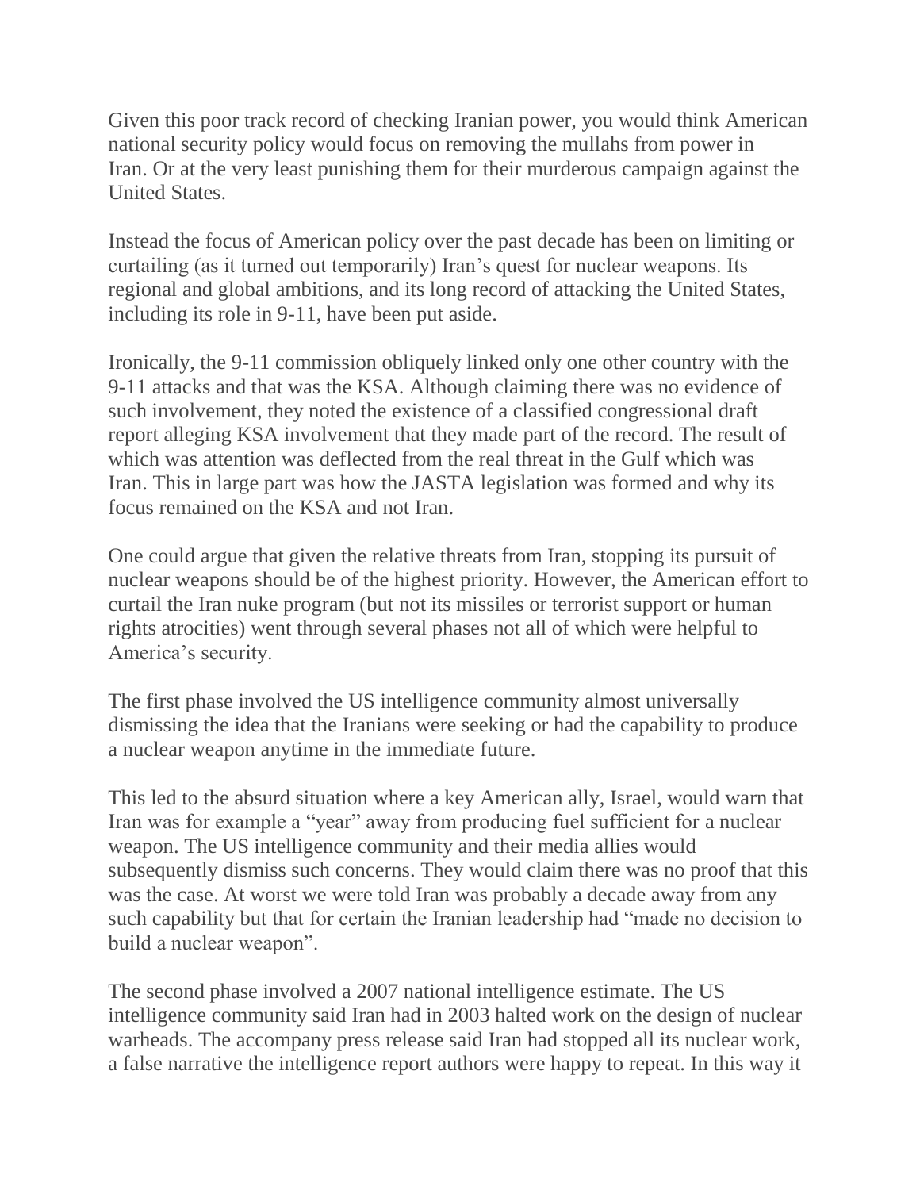Given this poor track record of checking Iranian power, you would think American national security policy would focus on removing the mullahs from power in Iran. Or at the very least punishing them for their murderous campaign against the United States.

Instead the focus of American policy over the past decade has been on limiting or curtailing (as it turned out temporarily) Iran's quest for nuclear weapons. Its regional and global ambitions, and its long record of attacking the United States, including its role in 9-11, have been put aside.

Ironically, the 9-11 commission obliquely linked only one other country with the 9-11 attacks and that was the KSA. Although claiming there was no evidence of such involvement, they noted the existence of a classified congressional draft report alleging KSA involvement that they made part of the record. The result of which was attention was deflected from the real threat in the Gulf which was Iran. This in large part was how the JASTA legislation was formed and why its focus remained on the KSA and not Iran.

One could argue that given the relative threats from Iran, stopping its pursuit of nuclear weapons should be of the highest priority. However, the American effort to curtail the Iran nuke program (but not its missiles or terrorist support or human rights atrocities) went through several phases not all of which were helpful to America's security.

The first phase involved the US intelligence community almost universally dismissing the idea that the Iranians were seeking or had the capability to produce a nuclear weapon anytime in the immediate future.

This led to the absurd situation where a key American ally, Israel, would warn that Iran was for example a "year" away from producing fuel sufficient for a nuclear weapon. The US intelligence community and their media allies would subsequently dismiss such concerns. They would claim there was no proof that this was the case. At worst we were told Iran was probably a decade away from any such capability but that for certain the Iranian leadership had "made no decision to build a nuclear weapon".

The second phase involved a 2007 national intelligence estimate. The US intelligence community said Iran had in 2003 halted work on the design of nuclear warheads. The accompany press release said Iran had stopped all its nuclear work, a false narrative the intelligence report authors were happy to repeat. In this way it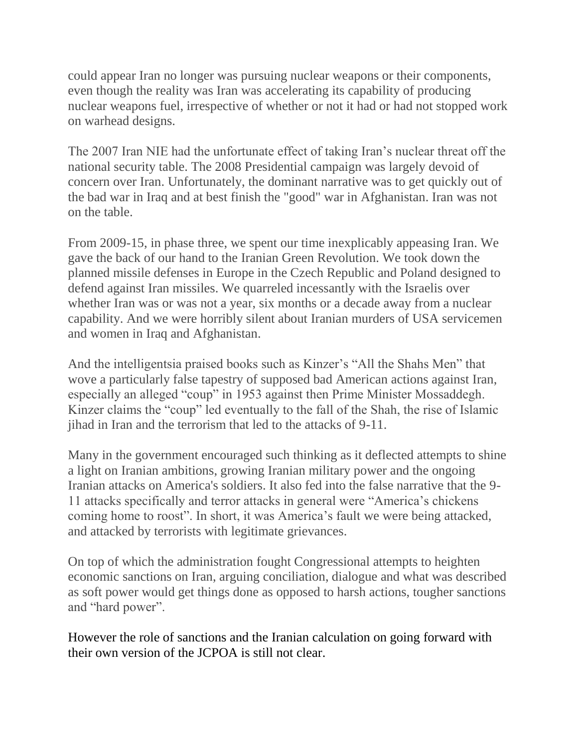could appear Iran no longer was pursuing nuclear weapons or their components, even though the reality was Iran was accelerating its capability of producing nuclear weapons fuel, irrespective of whether or not it had or had not stopped work on warhead designs.

The 2007 Iran NIE had the unfortunate effect of taking Iran's nuclear threat off the national security table. The 2008 Presidential campaign was largely devoid of concern over Iran. Unfortunately, the dominant narrative was to get quickly out of the bad war in Iraq and at best finish the "good" war in Afghanistan. Iran was not on the table.

From 2009-15, in phase three, we spent our time inexplicably appeasing Iran. We gave the back of our hand to the Iranian Green Revolution. We took down the planned missile defenses in Europe in the Czech Republic and Poland designed to defend against Iran missiles. We quarreled incessantly with the Israelis over whether Iran was or was not a year, six months or a decade away from a nuclear capability. And we were horribly silent about Iranian murders of USA servicemen and women in Iraq and Afghanistan.

And the intelligentsia praised books such as Kinzer's "All the Shahs Men" that wove a particularly false tapestry of supposed bad American actions against Iran, especially an alleged "coup" in 1953 against then Prime Minister Mossaddegh. Kinzer claims the "coup" led eventually to the fall of the Shah, the rise of Islamic jihad in Iran and the terrorism that led to the attacks of 9-11.

Many in the government encouraged such thinking as it deflected attempts to shine a light on Iranian ambitions, growing Iranian military power and the ongoing Iranian attacks on America's soldiers. It also fed into the false narrative that the 9-11 attacks specifically and terror attacks in general were "America's chickens coming home to roost". In short, it was America's fault we were being attacked, and attacked by terrorists with legitimate grievances.

On top of which the administration fought Congressional attempts to heighten economic sanctions on Iran, arguing conciliation, dialogue and what was described as soft power would get things done as opposed to harsh actions, tougher sanctions and "hard power".

However the role of sanctions and the Iranian calculation on going forward with their own version of the JCPOA is still not clear.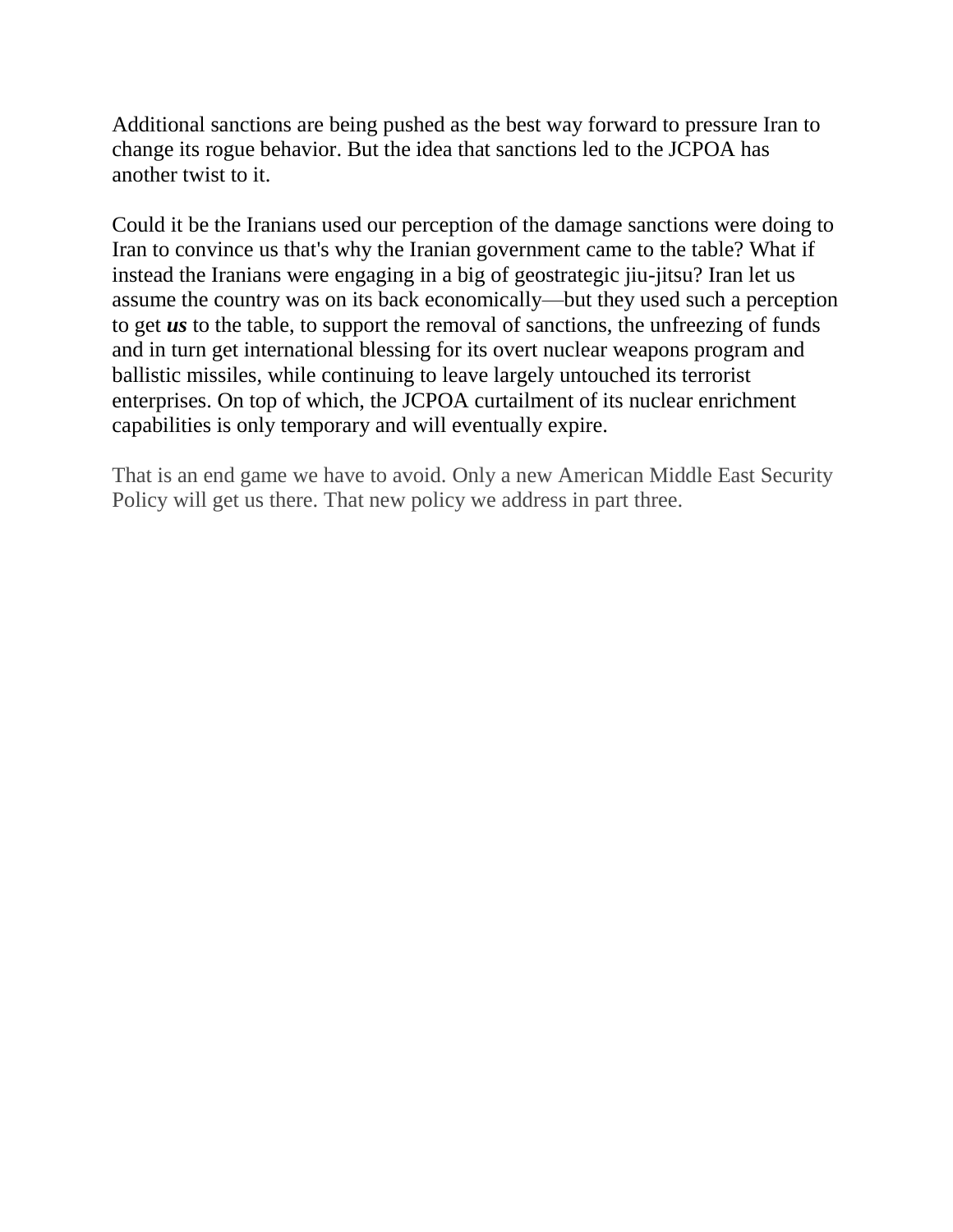Additional sanctions are being pushed as the best way forward to pressure Iran to change its rogue behavior. But the idea that sanctions led to the JCPOA has another twist to it.

Could it be the Iranians used our perception of the damage sanctions were doing to Iran to convince us that's why the Iranian government came to the table? What if instead the Iranians were engaging in a big of geostrategic jiu-jitsu? Iran let us assume the country was on its back economically—but they used such a perception to get ***us*** to the table, to support the removal of sanctions, the unfreezing of funds and in turn get international blessing for its overt nuclear weapons program and ballistic missiles, while continuing to leave largely untouched its terrorist enterprises. On top of which, the JCPOA curtailment of its nuclear enrichment capabilities is only temporary and will eventually expire.

That is an end game we have to avoid. Only a new American Middle East Security Policy will get us there. That new policy we address in part three.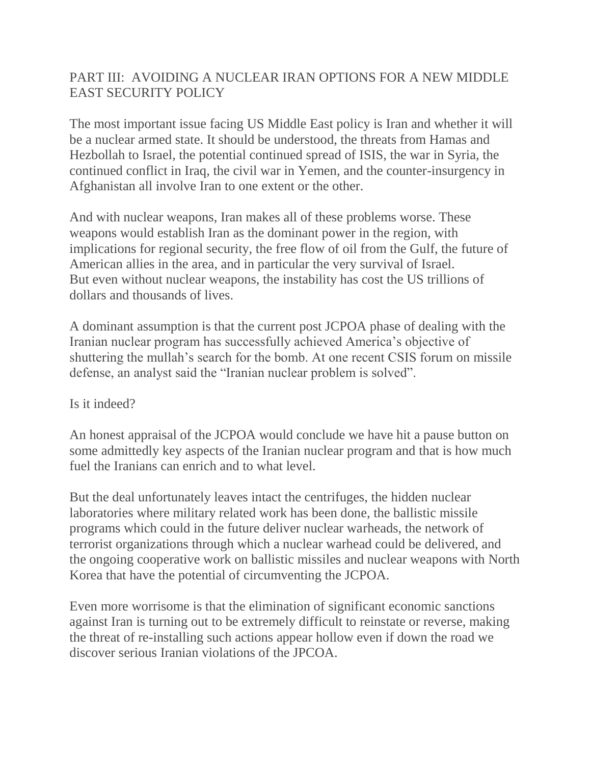## PART III: AVOIDING A NUCLEAR IRAN OPTIONS FOR A NEW MIDDLE EAST SECURITY POLICY

The most important issue facing US Middle East policy is Iran and whether it will be a nuclear armed state. It should be understood, the threats from Hamas and Hezbollah to Israel, the potential continued spread of ISIS, the war in Syria, the continued conflict in Iraq, the civil war in Yemen, and the counter-insurgency in Afghanistan all involve Iran to one extent or the other.

And with nuclear weapons, Iran makes all of these problems worse. These weapons would establish Iran as the dominant power in the region, with implications for regional security, the free flow of oil from the Gulf, the future of American allies in the area, and in particular the very survival of Israel.
But even without nuclear weapons, the instability has cost the US trillions of dollars and thousands of lives.

A dominant assumption is that the current post JCPOA phase of dealing with the Iranian nuclear program has successfully achieved America's objective of shuttering the mullah's search for the bomb. At one recent CSIS forum on missile defense, an analyst said the "Iranian nuclear problem is solved".

Is it indeed?

An honest appraisal of the JCPOA would conclude we have hit a pause button on some admittedly key aspects of the Iranian nuclear program and that is how much fuel the Iranians can enrich and to what level.

But the deal unfortunately leaves intact the centrifuges, the hidden nuclear laboratories where military related work has been done, the ballistic missile programs which could in the future deliver nuclear warheads, the network of terrorist organizations through which a nuclear warhead could be delivered, and the ongoing cooperative work on ballistic missiles and nuclear weapons with North Korea that have the potential of circumventing the JCPOA.

Even more worrisome is that the elimination of significant economic sanctions against Iran is turning out to be extremely difficult to reinstate or reverse, making the threat of re-installing such actions appear hollow even if down the road we discover serious Iranian violations of the JPCOA.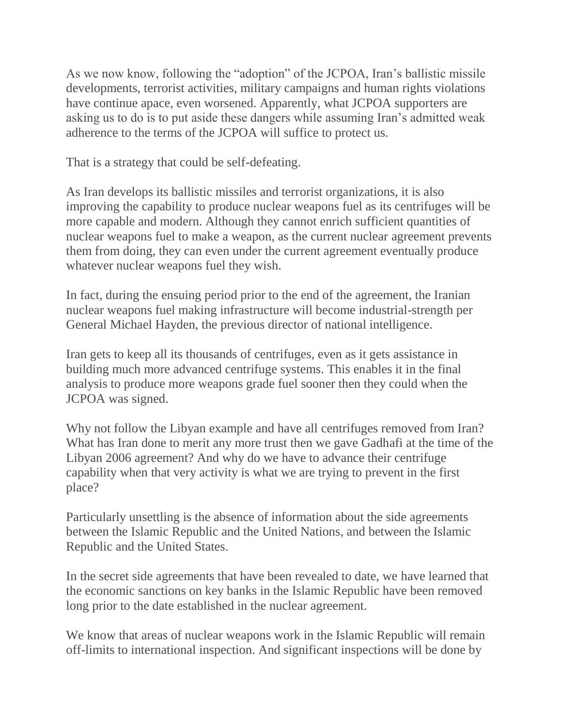As we now know, following the "adoption" of the JCPOA, Iran's ballistic missile developments, terrorist activities, military campaigns and human rights violations have continue apace, even worsened. Apparently, what JCPOA supporters are asking us to do is to put aside these dangers while assuming Iran's admitted weak adherence to the terms of the JCPOA will suffice to protect us.

That is a strategy that could be self-defeating.

As Iran develops its ballistic missiles and terrorist organizations, it is also improving the capability to produce nuclear weapons fuel as its centrifuges will be more capable and modern. Although they cannot enrich sufficient quantities of nuclear weapons fuel to make a weapon, as the current nuclear agreement prevents them from doing, they can even under the current agreement eventually produce whatever nuclear weapons fuel they wish.

In fact, during the ensuing period prior to the end of the agreement, the Iranian nuclear weapons fuel making infrastructure will become industrial-strength per General Michael Hayden, the previous director of national intelligence.

Iran gets to keep all its thousands of centrifuges, even as it gets assistance in building much more advanced centrifuge systems. This enables it in the final analysis to produce more weapons grade fuel sooner then they could when the JCPOA was signed.

Why not follow the Libyan example and have all centrifuges removed from Iran? What has Iran done to merit any more trust then we gave Gadhafi at the time of the Libyan 2006 agreement? And why do we have to advance their centrifuge capability when that very activity is what we are trying to prevent in the first place?

Particularly unsettling is the absence of information about the side agreements between the Islamic Republic and the United Nations, and between the Islamic Republic and the United States.

In the secret side agreements that have been revealed to date, we have learned that the economic sanctions on key banks in the Islamic Republic have been removed long prior to the date established in the nuclear agreement.

We know that areas of nuclear weapons work in the Islamic Republic will remain off-limits to international inspection. And significant inspections will be done by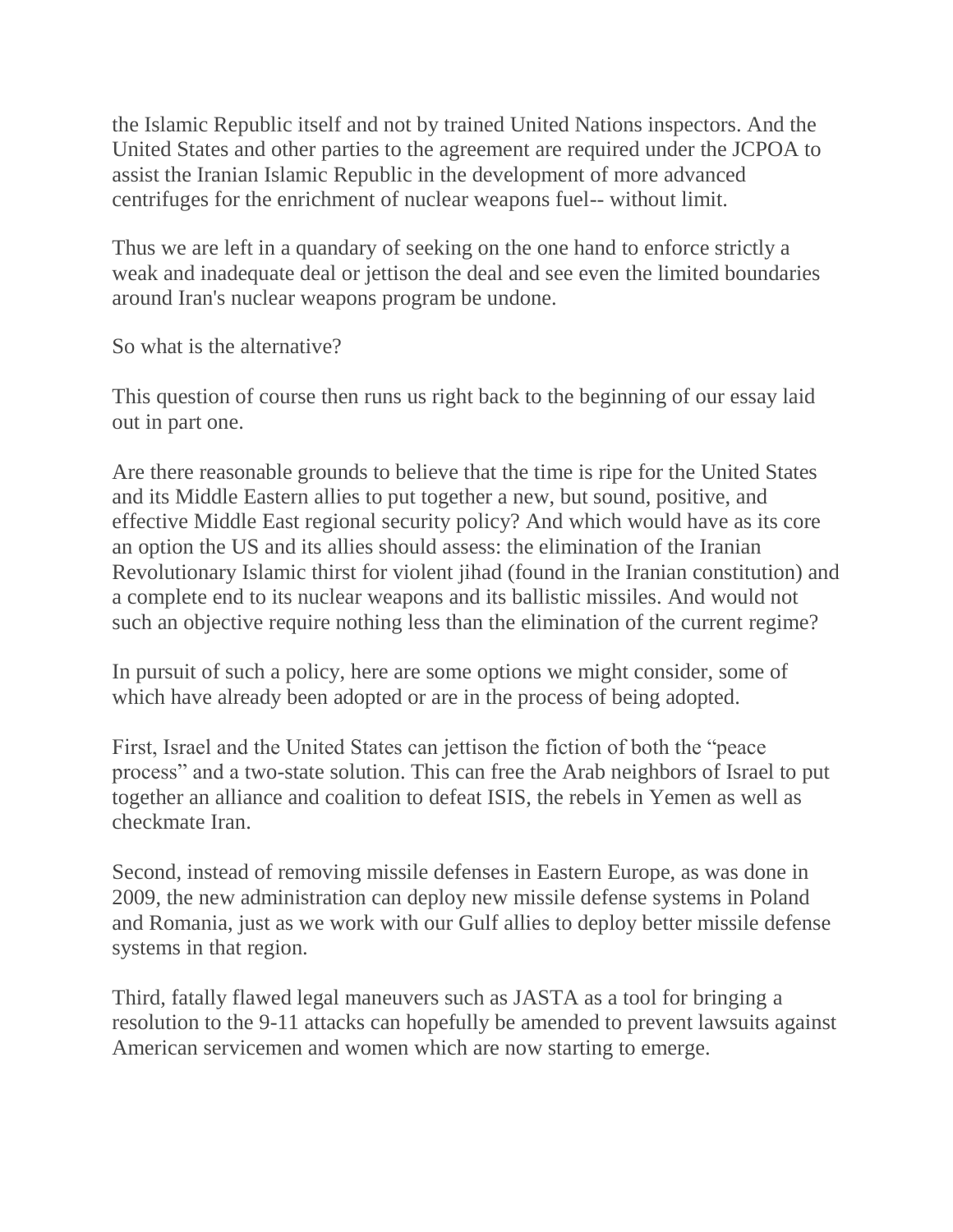the Islamic Republic itself and not by trained United Nations inspectors. And the United States and other parties to the agreement are required under the JCPOA to assist the Iranian Islamic Republic in the development of more advanced centrifuges for the enrichment of nuclear weapons fuel-- without limit.

Thus we are left in a quandary of seeking on the one hand to enforce strictly a weak and inadequate deal or jettison the deal and see even the limited boundaries around Iran's nuclear weapons program be undone.

So what is the alternative?

This question of course then runs us right back to the beginning of our essay laid out in part one.

Are there reasonable grounds to believe that the time is ripe for the United States and its Middle Eastern allies to put together a new, but sound, positive, and effective Middle East regional security policy? And which would have as its core an option the US and its allies should assess: the elimination of the Iranian Revolutionary Islamic thirst for violent jihad (found in the Iranian constitution) and a complete end to its nuclear weapons and its ballistic missiles. And would not such an objective require nothing less than the elimination of the current regime?

In pursuit of such a policy, here are some options we might consider, some of which have already been adopted or are in the process of being adopted.

First, Israel and the United States can jettison the fiction of both the "peace process" and a two-state solution. This can free the Arab neighbors of Israel to put together an alliance and coalition to defeat ISIS, the rebels in Yemen as well as checkmate Iran.

Second, instead of removing missile defenses in Eastern Europe, as was done in 2009, the new administration can deploy new missile defense systems in Poland and Romania, just as we work with our Gulf allies to deploy better missile defense systems in that region.

Third, fatally flawed legal maneuvers such as JASTA as a tool for bringing a resolution to the 9-11 attacks can hopefully be amended to prevent lawsuits against American servicemen and women which are now starting to emerge.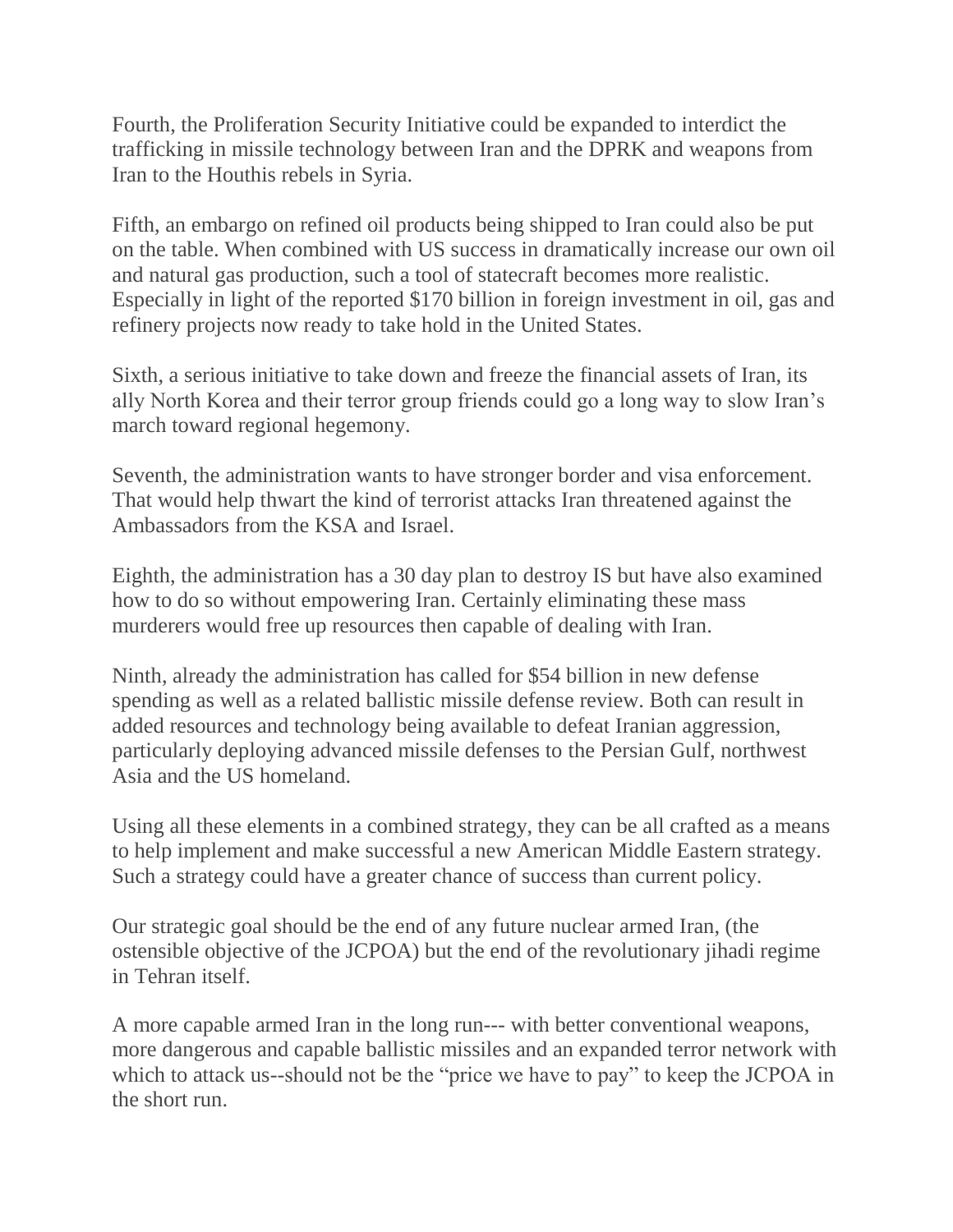Fourth, the Proliferation Security Initiative could be expanded to interdict the trafficking in missile technology between Iran and the DPRK and weapons from Iran to the Houthis rebels in Syria.

Fifth, an embargo on refined oil products being shipped to Iran could also be put on the table. When combined with US success in dramatically increase our own oil and natural gas production, such a tool of statecraft becomes more realistic. Especially in light of the reported $170 billion in foreign investment in oil, gas and refinery projects now ready to take hold in the United States.

Sixth, a serious initiative to take down and freeze the financial assets of Iran, its ally North Korea and their terror group friends could go a long way to slow Iran's march toward regional hegemony.

Seventh, the administration wants to have stronger border and visa enforcement. That would help thwart the kind of terrorist attacks Iran threatened against the Ambassadors from the KSA and Israel.

Eighth, the administration has a 30 day plan to destroy IS but have also examined how to do so without empowering Iran. Certainly eliminating these mass murderers would free up resources then capable of dealing with Iran.

Ninth, already the administration has called for $54 billion in new defense spending as well as a related ballistic missile defense review. Both can result in added resources and technology being available to defeat Iranian aggression, particularly deploying advanced missile defenses to the Persian Gulf, northwest Asia and the US homeland.

Using all these elements in a combined strategy, they can be all crafted as a means to help implement and make successful a new American Middle Eastern strategy. Such a strategy could have a greater chance of success than current policy.

Our strategic goal should be the end of any future nuclear armed Iran, (the ostensible objective of the JCPOA) but the end of the revolutionary jihadi regime in Tehran itself.

A more capable armed Iran in the long run--- with better conventional weapons, more dangerous and capable ballistic missiles and an expanded terror network with which to attack us--should not be the "price we have to pay" to keep the JCPOA in the short run.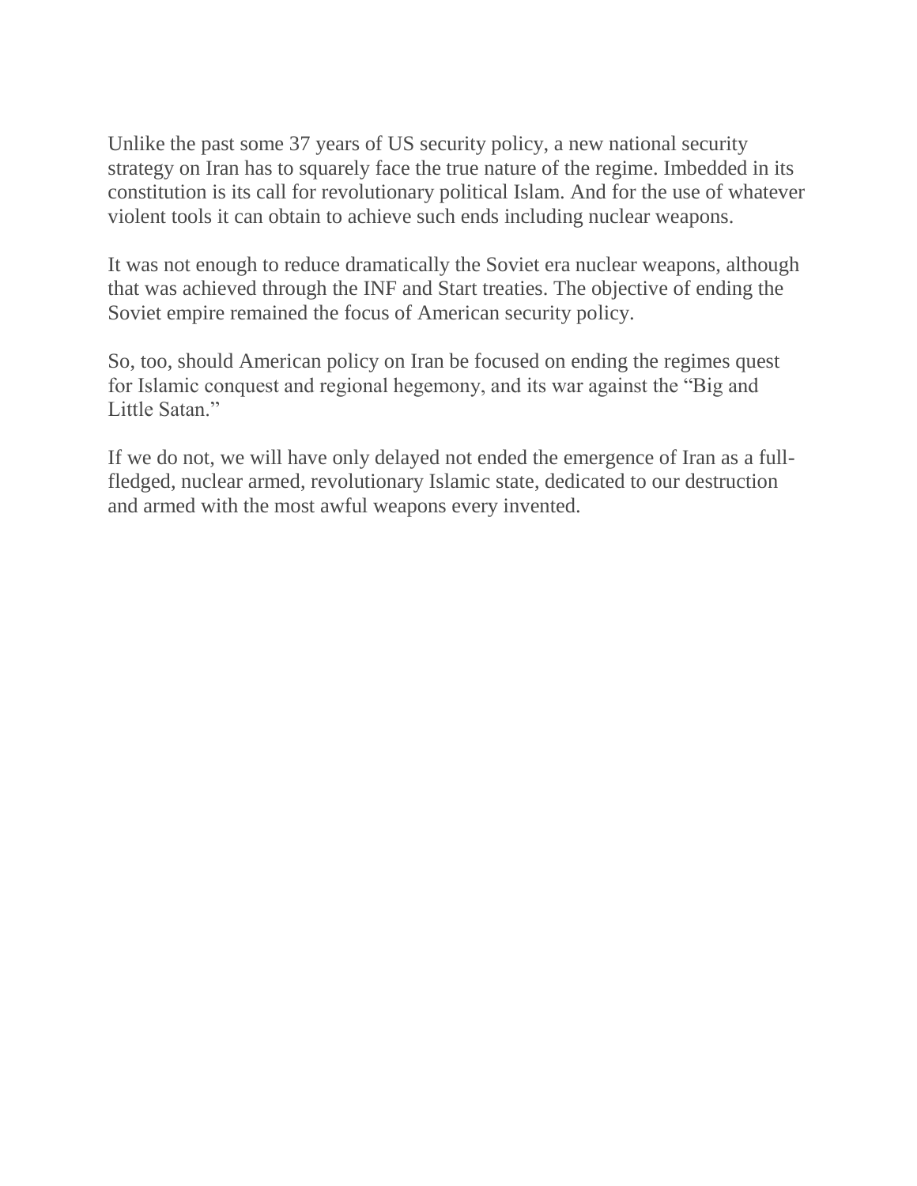Unlike the past some 37 years of US security policy, a new national security strategy on Iran has to squarely face the true nature of the regime. Imbedded in its constitution is its call for revolutionary political Islam. And for the use of whatever violent tools it can obtain to achieve such ends including nuclear weapons.

It was not enough to reduce dramatically the Soviet era nuclear weapons, although that was achieved through the INF and Start treaties. The objective of ending the Soviet empire remained the focus of American security policy.

So, too, should American policy on Iran be focused on ending the regimes quest for Islamic conquest and regional hegemony, and its war against the "Big and Little Satan."

If we do not, we will have only delayed not ended the emergence of Iran as a full-fledged, nuclear armed, revolutionary Islamic state, dedicated to our destruction and armed with the most awful weapons every invented.